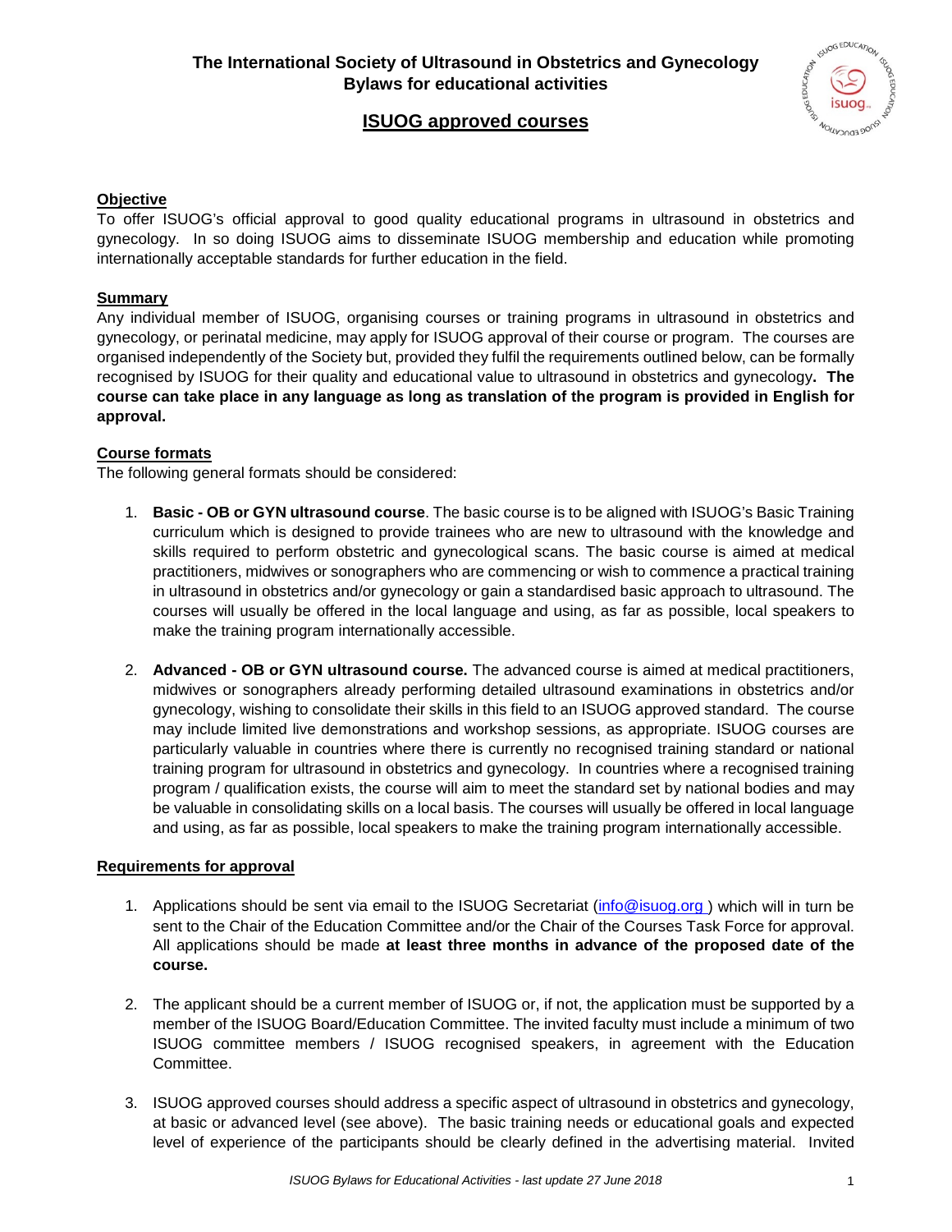# The International Society of Ultrasound in Obstetrics and Gynecology
# Bylaws for educational activities

## ISUOG approved courses

### Objective

To offer ISUOG's official approval to good quality educational programs in ultrasound in obstetrics and gynecology. In so doing ISUOG aims to disseminate ISUOG membership and education while promoting internationally acceptable standards for further education in the field.

### Summary

Any individual member of ISUOG, organising courses or training programs in ultrasound in obstetrics and gynecology, or perinatal medicine, may apply for ISUOG approval of their course or program. The courses are organised independently of the Society but, provided they fulfil the requirements outlined below, can be formally recognised by ISUOG for their quality and educational value to ultrasound in obstetrics and gynecology**. The course can take place in any language as long as translation of the program is provided in English for approval.**

### Course formats

The following general formats should be considered:

1. **Basic - OB or GYN ultrasound course**. The basic course is to be aligned with ISUOG's Basic Training curriculum which is designed to provide trainees who are new to ultrasound with the knowledge and skills required to perform obstetric and gynecological scans. The basic course is aimed at medical practitioners, midwives or sonographers who are commencing or wish to commence a practical training in ultrasound in obstetrics and/or gynecology or gain a standardised basic approach to ultrasound. The courses will usually be offered in the local language and using, as far as possible, local speakers to make the training program internationally accessible.

2. **Advanced - OB or GYN ultrasound course.** The advanced course is aimed at medical practitioners, midwives or sonographers already performing detailed ultrasound examinations in obstetrics and/or gynecology, wishing to consolidate their skills in this field to an ISUOG approved standard. The course may include limited live demonstrations and workshop sessions, as appropriate. ISUOG courses are particularly valuable in countries where there is currently no recognised training standard or national training program for ultrasound in obstetrics and gynecology. In countries where a recognised training program / qualification exists, the course will aim to meet the standard set by national bodies and may be valuable in consolidating skills on a local basis. The courses will usually be offered in local language and using, as far as possible, local speakers to make the training program internationally accessible.

### Requirements for approval

1. Applications should be sent via email to the ISUOG Secretariat (info@isuog.org ) which will in turn be sent to the Chair of the Education Committee and/or the Chair of the Courses Task Force for approval. All applications should be made **at least three months in advance of the proposed date of the course.**

2. The applicant should be a current member of ISUOG or, if not, the application must be supported by a member of the ISUOG Board/Education Committee. The invited faculty must include a minimum of two ISUOG committee members / ISUOG recognised speakers, in agreement with the Education Committee.

3. ISUOG approved courses should address a specific aspect of ultrasound in obstetrics and gynecology, at basic or advanced level (see above). The basic training needs or educational goals and expected level of experience of the participants should be clearly defined in the advertising material. Invited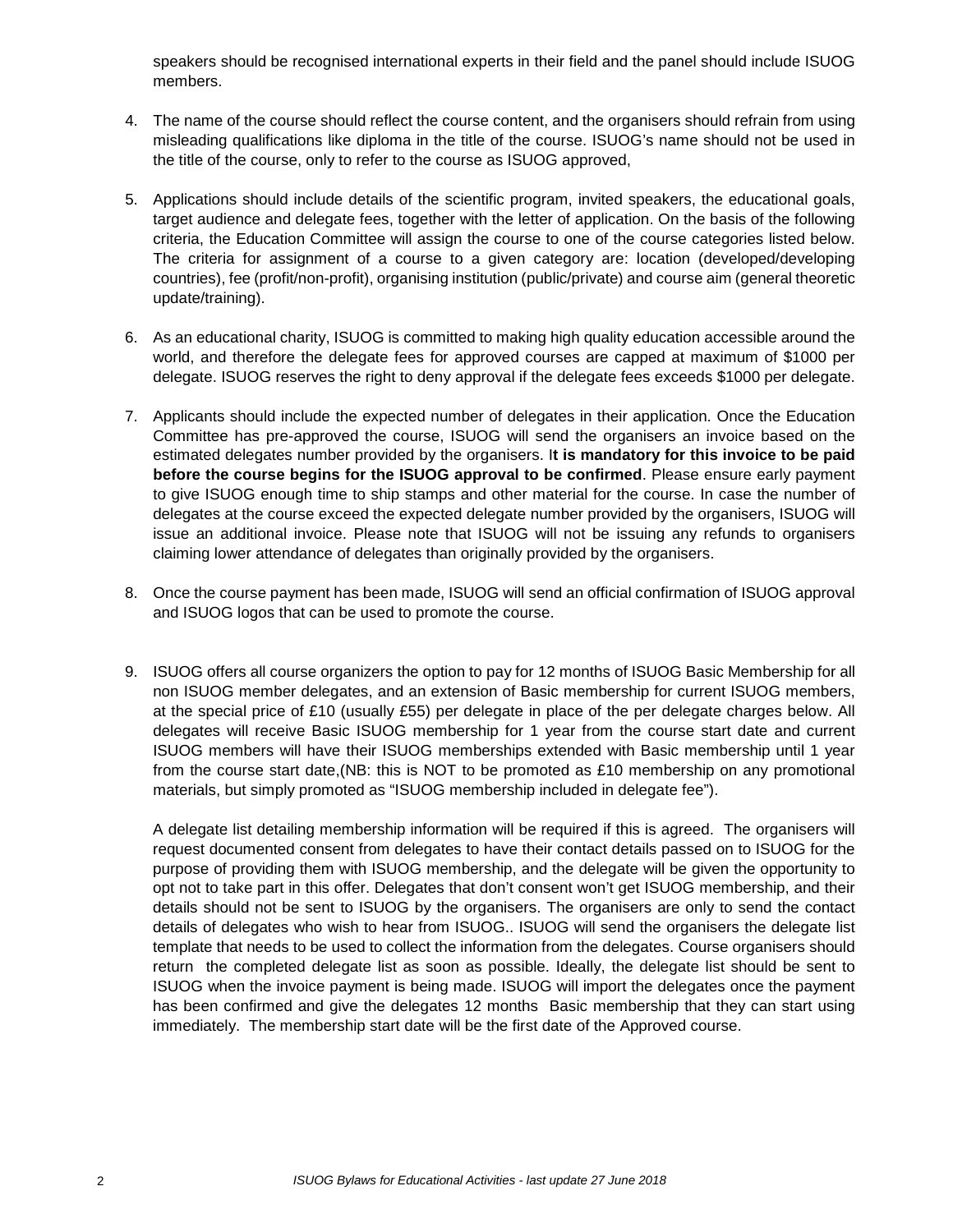speakers should be recognised international experts in their field and the panel should include ISUOG members.

4. The name of the course should reflect the course content, and the organisers should refrain from using misleading qualifications like diploma in the title of the course. ISUOG's name should not be used in the title of the course, only to refer to the course as ISUOG approved,

5. Applications should include details of the scientific program, invited speakers, the educational goals, target audience and delegate fees, together with the letter of application. On the basis of the following criteria, the Education Committee will assign the course to one of the course categories listed below. The criteria for assignment of a course to a given category are: location (developed/developing countries), fee (profit/non-profit), organising institution (public/private) and course aim (general theoretic update/training).

6. As an educational charity, ISUOG is committed to making high quality education accessible around the world, and therefore the delegate fees for approved courses are capped at maximum of $1000 per delegate. ISUOG reserves the right to deny approval if the delegate fees exceeds $1000 per delegate.

7. Applicants should include the expected number of delegates in their application. Once the Education Committee has pre-approved the course, ISUOG will send the organisers an invoice based on the estimated delegates number provided by the organisers. I**t is mandatory for this invoice to be paid before the course begins for the ISUOG approval to be confirmed**. Please ensure early payment to give ISUOG enough time to ship stamps and other material for the course. In case the number of delegates at the course exceed the expected delegate number provided by the organisers, ISUOG will issue an additional invoice. Please note that ISUOG will not be issuing any refunds to organisers claiming lower attendance of delegates than originally provided by the organisers.

8. Once the course payment has been made, ISUOG will send an official confirmation of ISUOG approval and ISUOG logos that can be used to promote the course.

9. ISUOG offers all course organizers the option to pay for 12 months of ISUOG Basic Membership for all non ISUOG member delegates, and an extension of Basic membership for current ISUOG members, at the special price of £10 (usually £55) per delegate in place of the per delegate charges below. All delegates will receive Basic ISUOG membership for 1 year from the course start date and current ISUOG members will have their ISUOG memberships extended with Basic membership until 1 year from the course start date,(NB: this is NOT to be promoted as £10 membership on any promotional materials, but simply promoted as "ISUOG membership included in delegate fee").

   A delegate list detailing membership information will be required if this is agreed. The organisers will request documented consent from delegates to have their contact details passed on to ISUOG for the purpose of providing them with ISUOG membership, and the delegate will be given the opportunity to opt not to take part in this offer. Delegates that don't consent won't get ISUOG membership, and their details should not be sent to ISUOG by the organisers. The organisers are only to send the contact details of delegates who wish to hear from ISUOG.. ISUOG will send the organisers the delegate list template that needs to be used to collect the information from the delegates. Course organisers should return the completed delegate list as soon as possible. Ideally, the delegate list should be sent to ISUOG when the invoice payment is being made. ISUOG will import the delegates once the payment has been confirmed and give the delegates 12 months Basic membership that they can start using immediately. The membership start date will be the first date of the Approved course.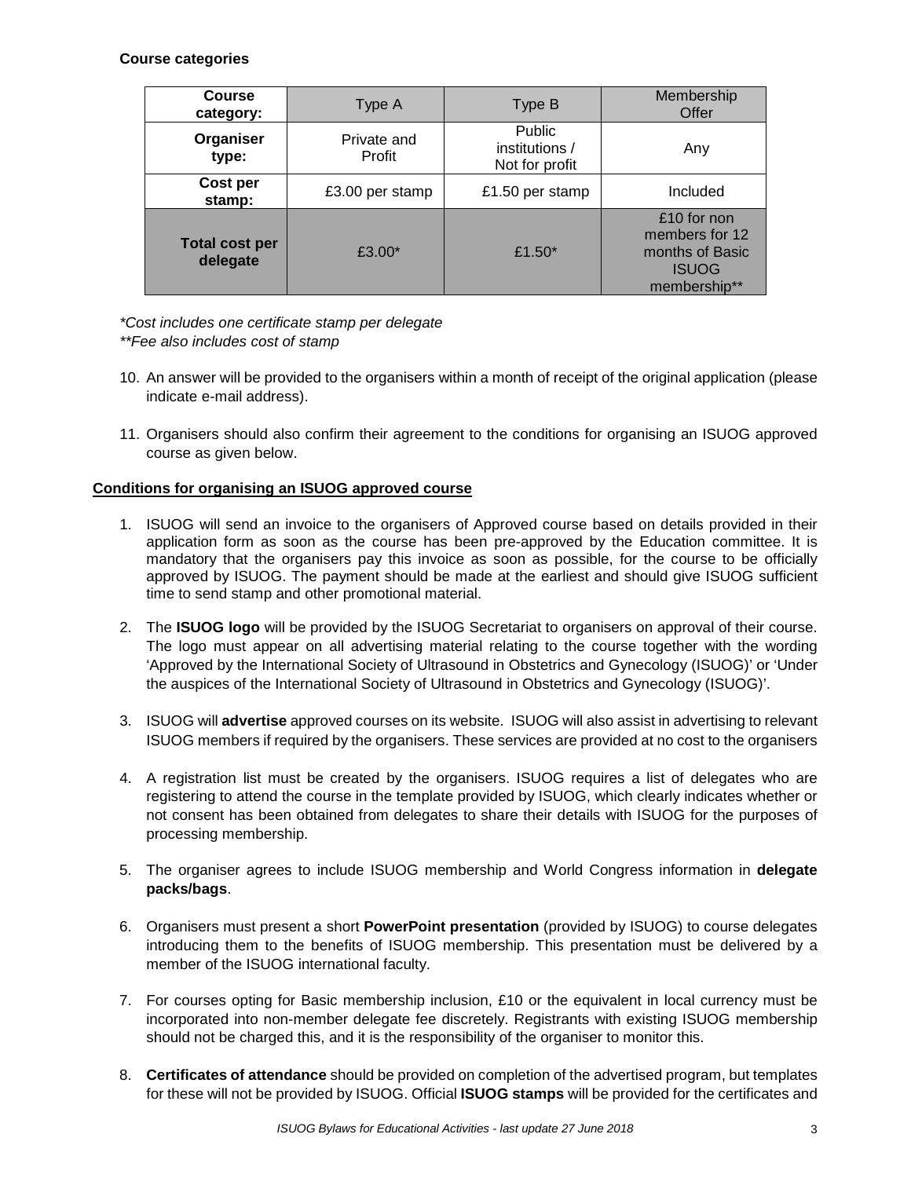**Course categories**

| Course category: | Type A | Type B | Membership Offer |
|---|---|---|---|
| **Organiser type:** | Private and Profit | Public institutions / Not for profit | Any |
| **Cost per stamp:** | £3.00 per stamp | £1.50 per stamp | Included |
| **Total cost per delegate** | £3.00* | £1.50* | £10 for non members for 12 months of Basic ISUOG membership** |

*\*Cost includes one certificate stamp per delegate*
*\*\*Fee also includes cost of stamp*

10. An answer will be provided to the organisers within a month of receipt of the original application (please indicate e-mail address).

11. Organisers should also confirm their agreement to the conditions for organising an ISUOG approved course as given below.

**Conditions for organising an ISUOG approved course**

1. ISUOG will send an invoice to the organisers of Approved course based on details provided in their application form as soon as the course has been pre-approved by the Education committee. It is mandatory that the organisers pay this invoice as soon as possible, for the course to be officially approved by ISUOG. The payment should be made at the earliest and should give ISUOG sufficient time to send stamp and other promotional material.

2. The **ISUOG logo** will be provided by the ISUOG Secretariat to organisers on approval of their course. The logo must appear on all advertising material relating to the course together with the wording 'Approved by the International Society of Ultrasound in Obstetrics and Gynecology (ISUOG)' or 'Under the auspices of the International Society of Ultrasound in Obstetrics and Gynecology (ISUOG)'.

3. ISUOG will **advertise** approved courses on its website. ISUOG will also assist in advertising to relevant ISUOG members if required by the organisers. These services are provided at no cost to the organisers

4. A registration list must be created by the organisers. ISUOG requires a list of delegates who are registering to attend the course in the template provided by ISUOG, which clearly indicates whether or not consent has been obtained from delegates to share their details with ISUOG for the purposes of processing membership.

5. The organiser agrees to include ISUOG membership and World Congress information in **delegate packs/bags**.

6. Organisers must present a short **PowerPoint presentation** (provided by ISUOG) to course delegates introducing them to the benefits of ISUOG membership. This presentation must be delivered by a member of the ISUOG international faculty.

7. For courses opting for Basic membership inclusion, £10 or the equivalent in local currency must be incorporated into non-member delegate fee discretely. Registrants with existing ISUOG membership should not be charged this, and it is the responsibility of the organiser to monitor this.

8. **Certificates of attendance** should be provided on completion of the advertised program, but templates for these will not be provided by ISUOG. Official **ISUOG stamps** will be provided for the certificates and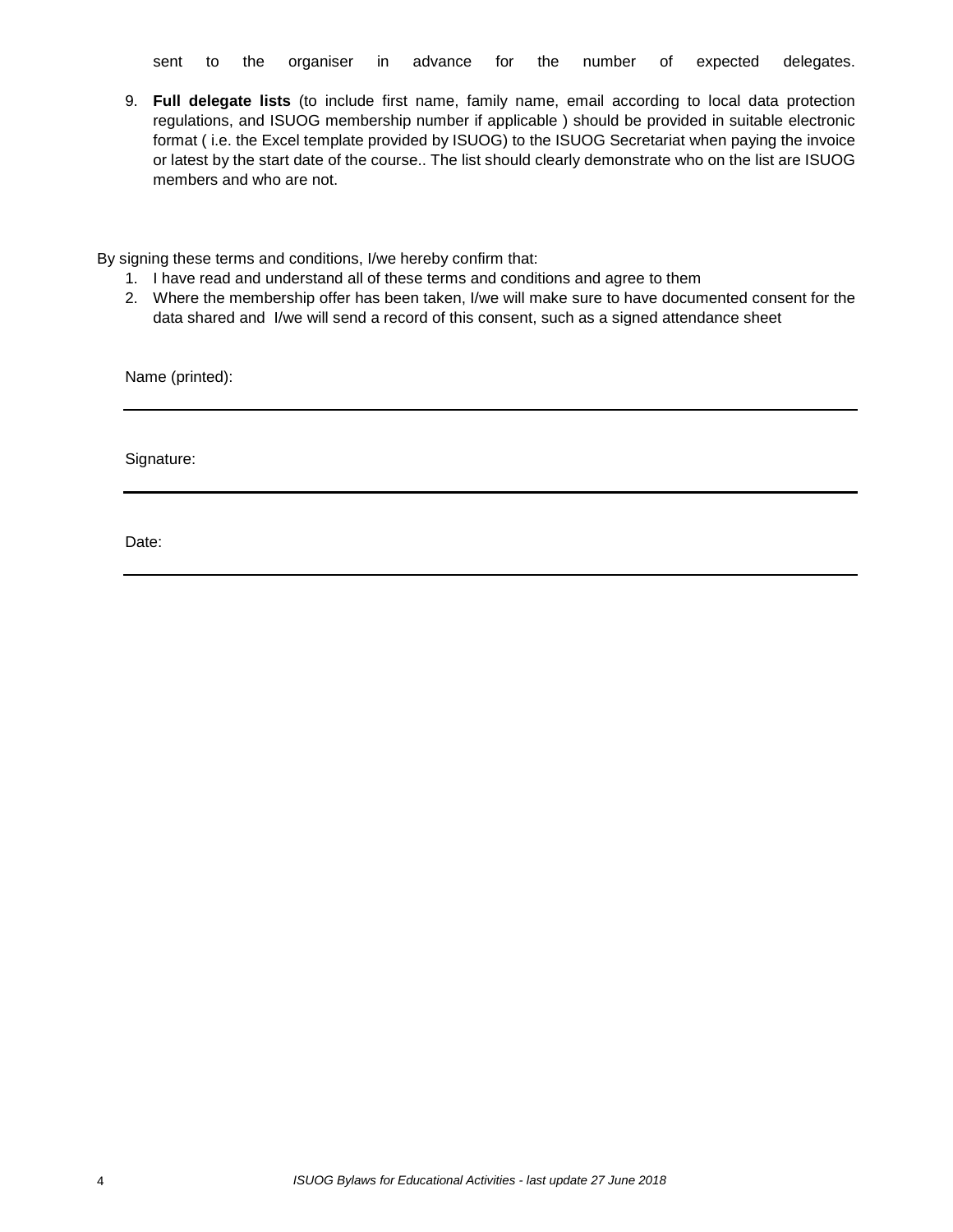sent to the organiser in advance for the number of expected delegates.

9. **Full delegate lists** (to include first name, family name, email according to local data protection regulations, and ISUOG membership number if applicable ) should be provided in suitable electronic format ( i.e. the Excel template provided by ISUOG) to the ISUOG Secretariat when paying the invoice or latest by the start date of the course.. The list should clearly demonstrate who on the list are ISUOG members and who are not.

By signing these terms and conditions, I/we hereby confirm that:

1. I have read and understand all of these terms and conditions and agree to them
2. Where the membership offer has been taken, I/we will make sure to have documented consent for the data shared and I/we will send a record of this consent, such as a signed attendance sheet

Name (printed):

---

Signature:

---

Date:

---